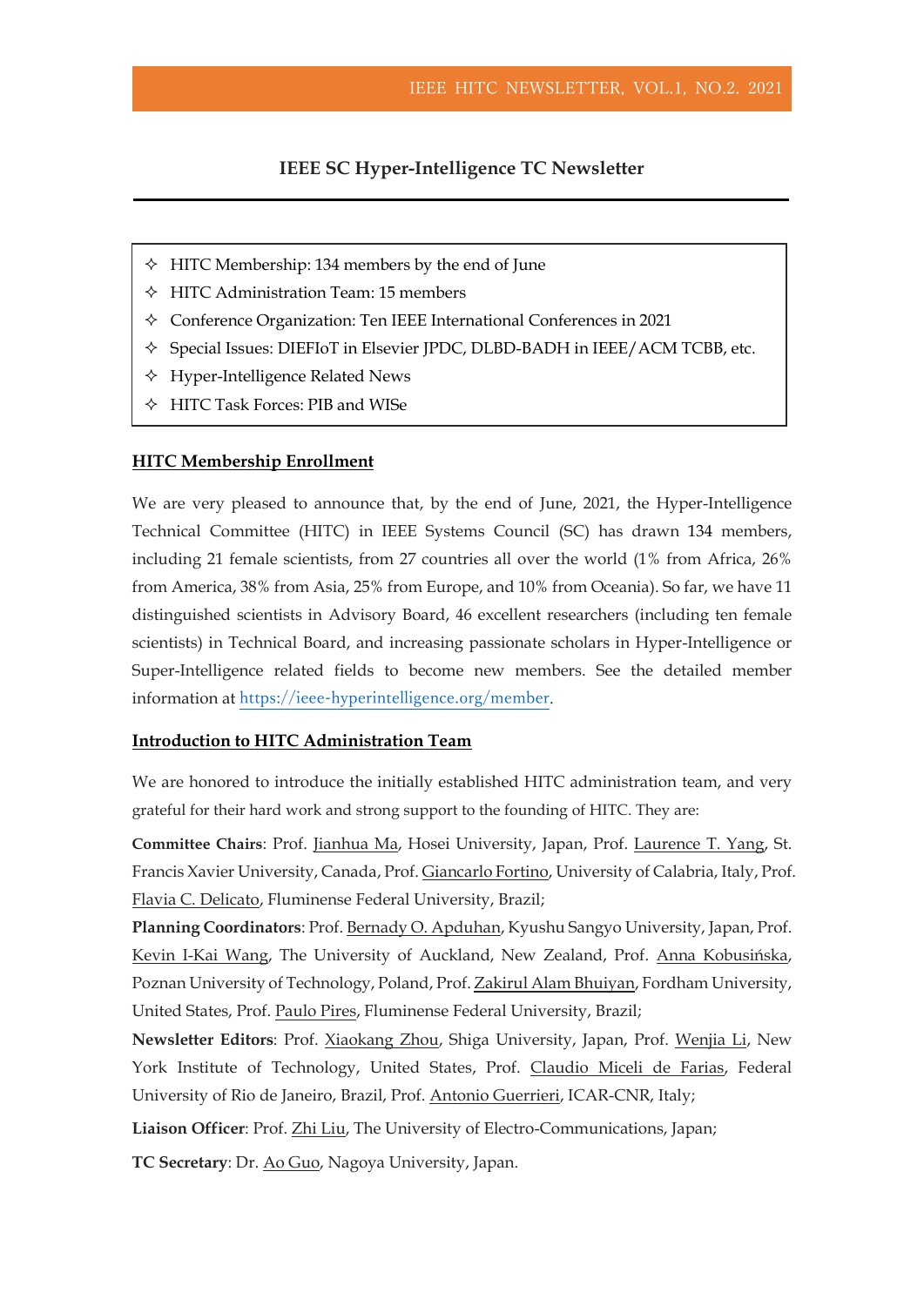# IEEE SC Hyper-Intelligence TC Newsletter

- ✧ HITC Membership: 134 members by the end of June
- ✧ HITC Administration Team: 15 members
- ✧ Conference Organization: Ten IEEE International Conferences in 2021
- ✧ Special Issues: DIEFIoT in Elsevier JPDC, DLBD-BADH in IEEE/ACM TCBB, etc.
- ✧ Hyper-Intelligence Related News
- ✧ HITC Task Forces: PIB and WISe

## HITC Membership Enrollment

We are very pleased to announce that, by the end of June, 2021, the Hyper-Intelligence Technical Committee (HITC) in IEEE Systems Council (SC) has drawn 134 members, including 21 female scientists, from 27 countries all over the world (1% from Africa, 26% from America, 38% from Asia, 25% from Europe, and 10% from Oceania). So far, we have 11 distinguished scientists in Advisory Board, 46 excellent researchers (including ten female scientists) in Technical Board, and increasing passionate scholars in Hyper-Intelligence or Super-Intelligence related fields to become new members. See the detailed member information at https://ieee-hyperintelligence.org/member.

## Introduction to HITC Administration Team

We are honored to introduce the initially established HITC administration team, and very grateful for their hard work and strong support to the founding of HITC. They are:

**Committee Chairs**: Prof. Jianhua Ma, Hosei University, Japan, Prof. Laurence T. Yang, St. Francis Xavier University, Canada, Prof. Giancarlo Fortino, University of Calabria, Italy, Prof. Flavia C. Delicato, Fluminense Federal University, Brazil;

**Planning Coordinators**: Prof. Bernady O. Apduhan, Kyushu Sangyo University, Japan, Prof. Kevin I-Kai Wang, The University of Auckland, New Zealand, Prof. Anna Kobusińska, Poznan University of Technology, Poland, Prof. Zakirul Alam Bhuiyan, Fordham University, United States, Prof. Paulo Pires, Fluminense Federal University, Brazil;

**Newsletter Editors**: Prof. Xiaokang Zhou, Shiga University, Japan, Prof. Wenjia Li, New York Institute of Technology, United States, Prof. Claudio Miceli de Farias, Federal University of Rio de Janeiro, Brazil, Prof. Antonio Guerrieri, ICAR-CNR, Italy;

**Liaison Officer**: Prof. Zhi Liu, The University of Electro-Communications, Japan;

**TC Secretary**: Dr. Ao Guo, Nagoya University, Japan.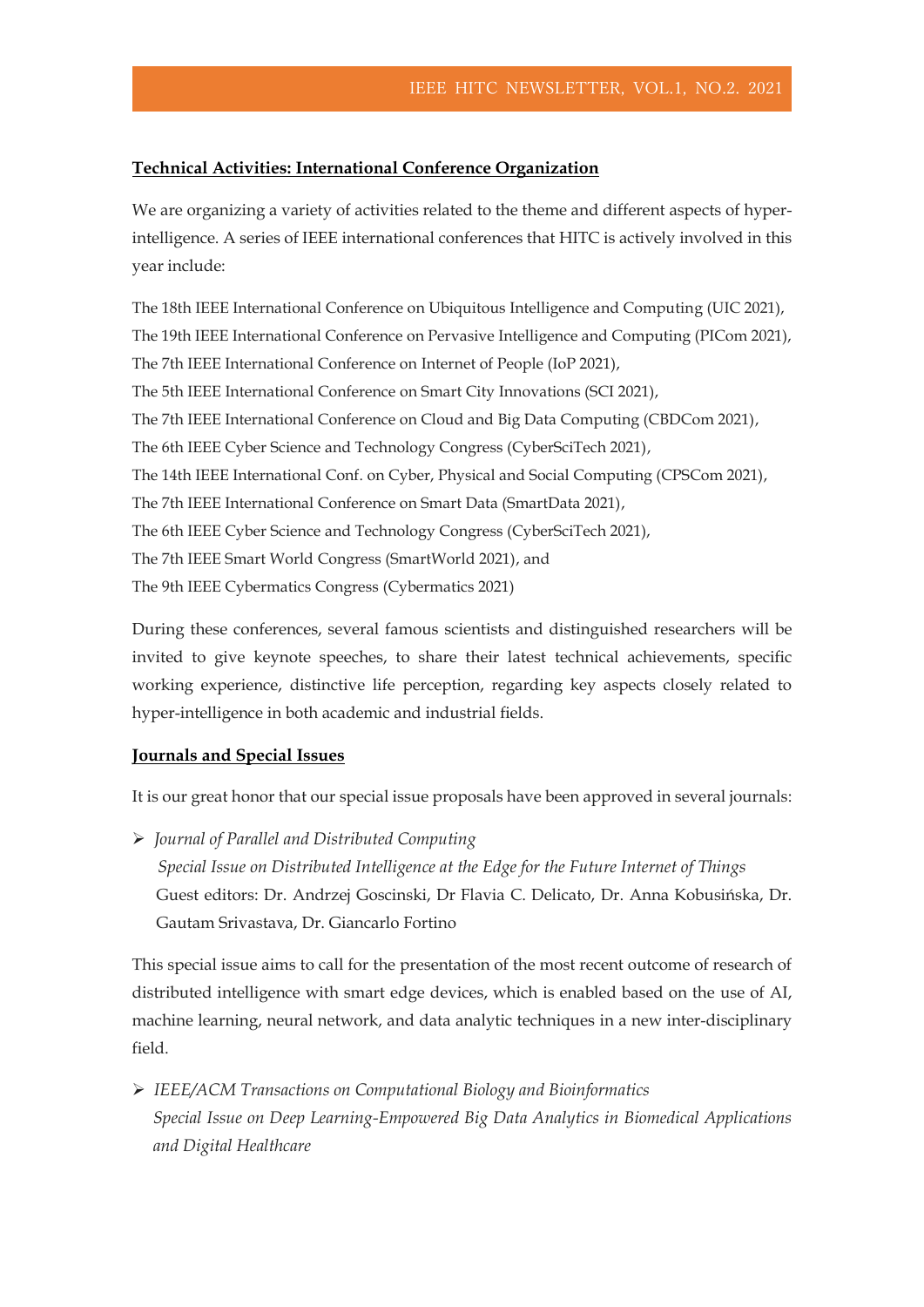## Technical Activities: International Conference Organization

We are organizing a variety of activities related to the theme and different aspects of hyper-intelligence. A series of IEEE international conferences that HITC is actively involved in this year include:

The 18th IEEE International Conference on Ubiquitous Intelligence and Computing (UIC 2021),
The 19th IEEE International Conference on Pervasive Intelligence and Computing (PICom 2021),
The 7th IEEE International Conference on Internet of People (IoP 2021),
The 5th IEEE International Conference on Smart City Innovations (SCI 2021),
The 7th IEEE International Conference on Cloud and Big Data Computing (CBDCom 2021),
The 6th IEEE Cyber Science and Technology Congress (CyberSciTech 2021),
The 14th IEEE International Conf. on Cyber, Physical and Social Computing (CPSCom 2021),
The 7th IEEE International Conference on Smart Data (SmartData 2021),
The 6th IEEE Cyber Science and Technology Congress (CyberSciTech 2021),
The 7th IEEE Smart World Congress (SmartWorld 2021), and
The 9th IEEE Cybermatics Congress (Cybermatics 2021)

During these conferences, several famous scientists and distinguished researchers will be invited to give keynote speeches, to share their latest technical achievements, specific working experience, distinctive life perception, regarding key aspects closely related to hyper-intelligence in both academic and industrial fields.

## Journals and Special Issues

It is our great honor that our special issue proposals have been approved in several journals:

- *Journal of Parallel and Distributed Computing*
  *Special Issue on Distributed Intelligence at the Edge for the Future Internet of Things*
  Guest editors: Dr. Andrzej Goscinski, Dr Flavia C. Delicato, Dr. Anna Kobusińska, Dr. Gautam Srivastava, Dr. Giancarlo Fortino

This special issue aims to call for the presentation of the most recent outcome of research of distributed intelligence with smart edge devices, which is enabled based on the use of AI, machine learning, neural network, and data analytic techniques in a new inter-disciplinary field.

- *IEEE/ACM Transactions on Computational Biology and Bioinformatics*
  *Special Issue on Deep Learning-Empowered Big Data Analytics in Biomedical Applications and Digital Healthcare*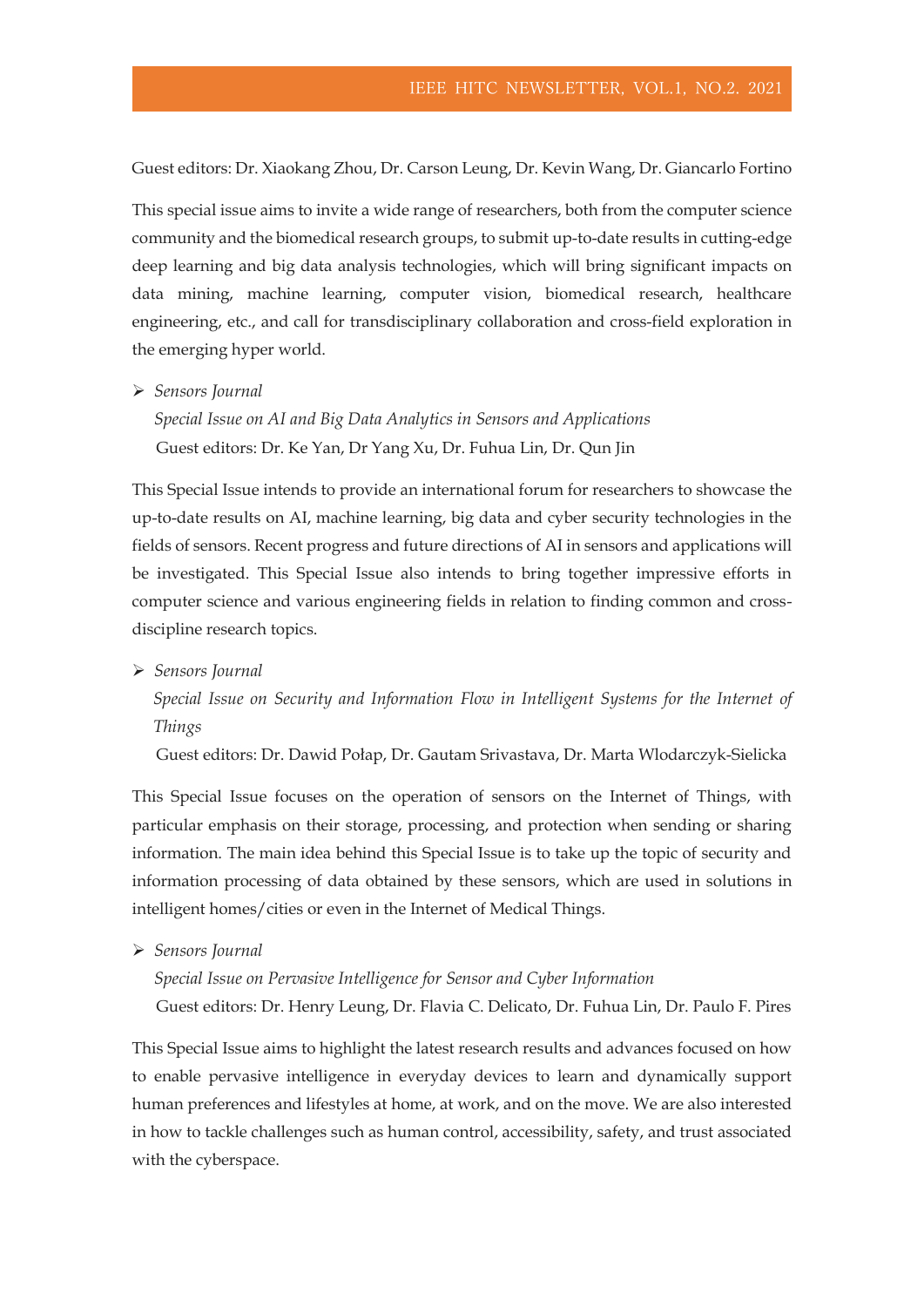Guest editors: Dr. Xiaokang Zhou, Dr. Carson Leung, Dr. Kevin Wang, Dr. Giancarlo Fortino

This special issue aims to invite a wide range of researchers, both from the computer science community and the biomedical research groups, to submit up-to-date results in cutting-edge deep learning and big data analysis technologies, which will bring significant impacts on data mining, machine learning, computer vision, biomedical research, healthcare engineering, etc., and call for transdisciplinary collaboration and cross-field exploration in the emerging hyper world.

- *Sensors Journal*
  *Special Issue on AI and Big Data Analytics in Sensors and Applications*
  Guest editors: Dr. Ke Yan, Dr Yang Xu, Dr. Fuhua Lin, Dr. Qun Jin

This Special Issue intends to provide an international forum for researchers to showcase the up-to-date results on AI, machine learning, big data and cyber security technologies in the fields of sensors. Recent progress and future directions of AI in sensors and applications will be investigated. This Special Issue also intends to bring together impressive efforts in computer science and various engineering fields in relation to finding common and cross-discipline research topics.

- *Sensors Journal*
  *Special Issue on Security and Information Flow in Intelligent Systems for the Internet of Things*
  Guest editors: Dr. Dawid Połap, Dr. Gautam Srivastava, Dr. Marta Wlodarczyk-Sielicka

This Special Issue focuses on the operation of sensors on the Internet of Things, with particular emphasis on their storage, processing, and protection when sending or sharing information. The main idea behind this Special Issue is to take up the topic of security and information processing of data obtained by these sensors, which are used in solutions in intelligent homes/cities or even in the Internet of Medical Things.

- *Sensors Journal*
  *Special Issue on Pervasive Intelligence for Sensor and Cyber Information*
  Guest editors: Dr. Henry Leung, Dr. Flavia C. Delicato, Dr. Fuhua Lin, Dr. Paulo F. Pires

This Special Issue aims to highlight the latest research results and advances focused on how to enable pervasive intelligence in everyday devices to learn and dynamically support human preferences and lifestyles at home, at work, and on the move. We are also interested in how to tackle challenges such as human control, accessibility, safety, and trust associated with the cyberspace.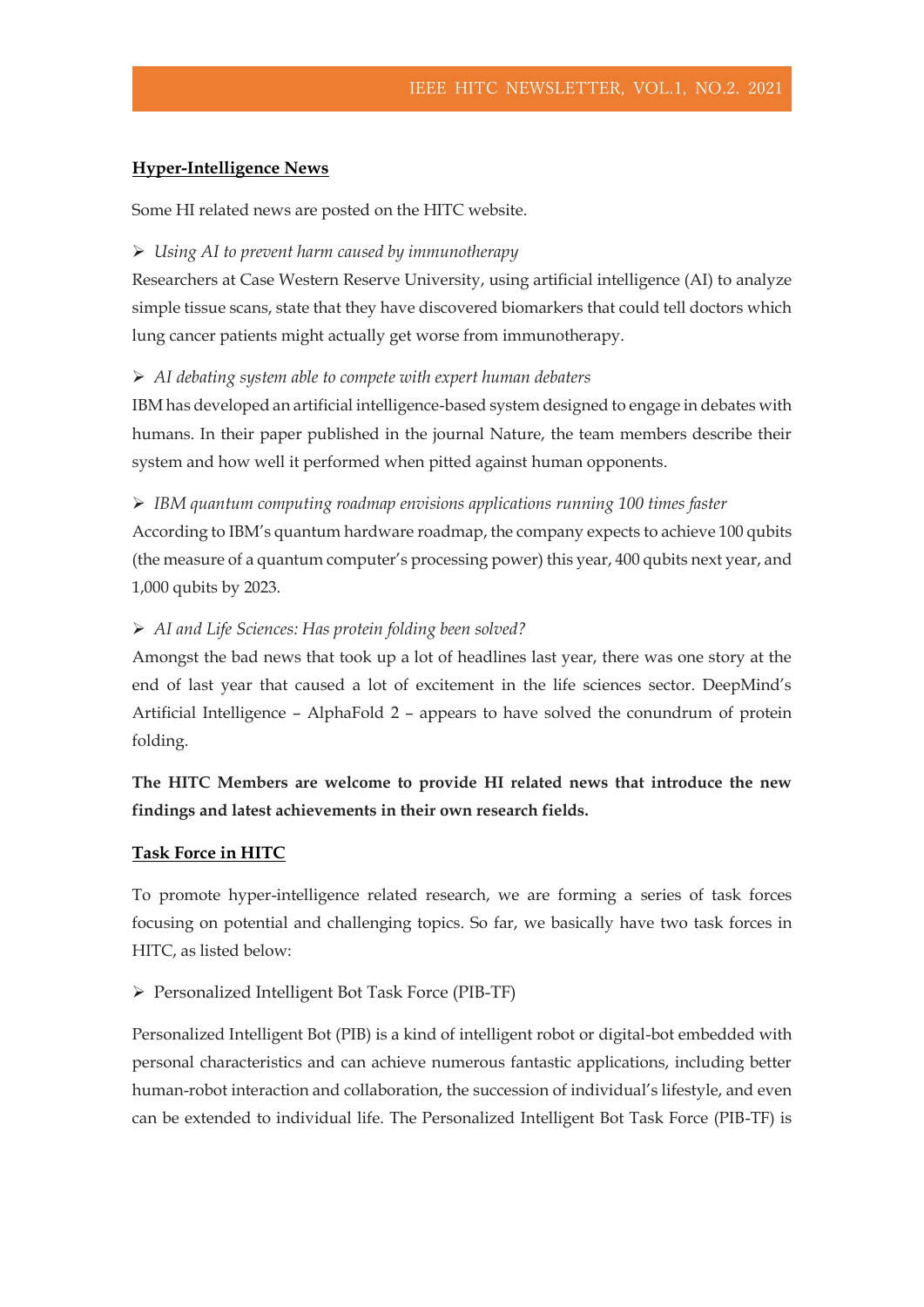## Hyper-Intelligence News

Some HI related news are posted on the HITC website.

➢ *Using AI to prevent harm caused by immunotherapy*

Researchers at Case Western Reserve University, using artificial intelligence (AI) to analyze simple tissue scans, state that they have discovered biomarkers that could tell doctors which lung cancer patients might actually get worse from immunotherapy.

➢ *AI debating system able to compete with expert human debaters*

IBM has developed an artificial intelligence-based system designed to engage in debates with humans. In their paper published in the journal Nature, the team members describe their system and how well it performed when pitted against human opponents.

➢ *IBM quantum computing roadmap envisions applications running 100 times faster*

According to IBM's quantum hardware roadmap, the company expects to achieve 100 qubits (the measure of a quantum computer's processing power) this year, 400 qubits next year, and 1,000 qubits by 2023.

➢ *AI and Life Sciences: Has protein folding been solved?*

Amongst the bad news that took up a lot of headlines last year, there was one story at the end of last year that caused a lot of excitement in the life sciences sector. DeepMind's Artificial Intelligence – AlphaFold 2 – appears to have solved the conundrum of protein folding.

**The HITC Members are welcome to provide HI related news that introduce the new findings and latest achievements in their own research fields.**

## Task Force in HITC

To promote hyper-intelligence related research, we are forming a series of task forces focusing on potential and challenging topics. So far, we basically have two task forces in HITC, as listed below:

➢ Personalized Intelligent Bot Task Force (PIB-TF)

Personalized Intelligent Bot (PIB) is a kind of intelligent robot or digital-bot embedded with personal characteristics and can achieve numerous fantastic applications, including better human-robot interaction and collaboration, the succession of individual's lifestyle, and even can be extended to individual life. The Personalized Intelligent Bot Task Force (PIB-TF) is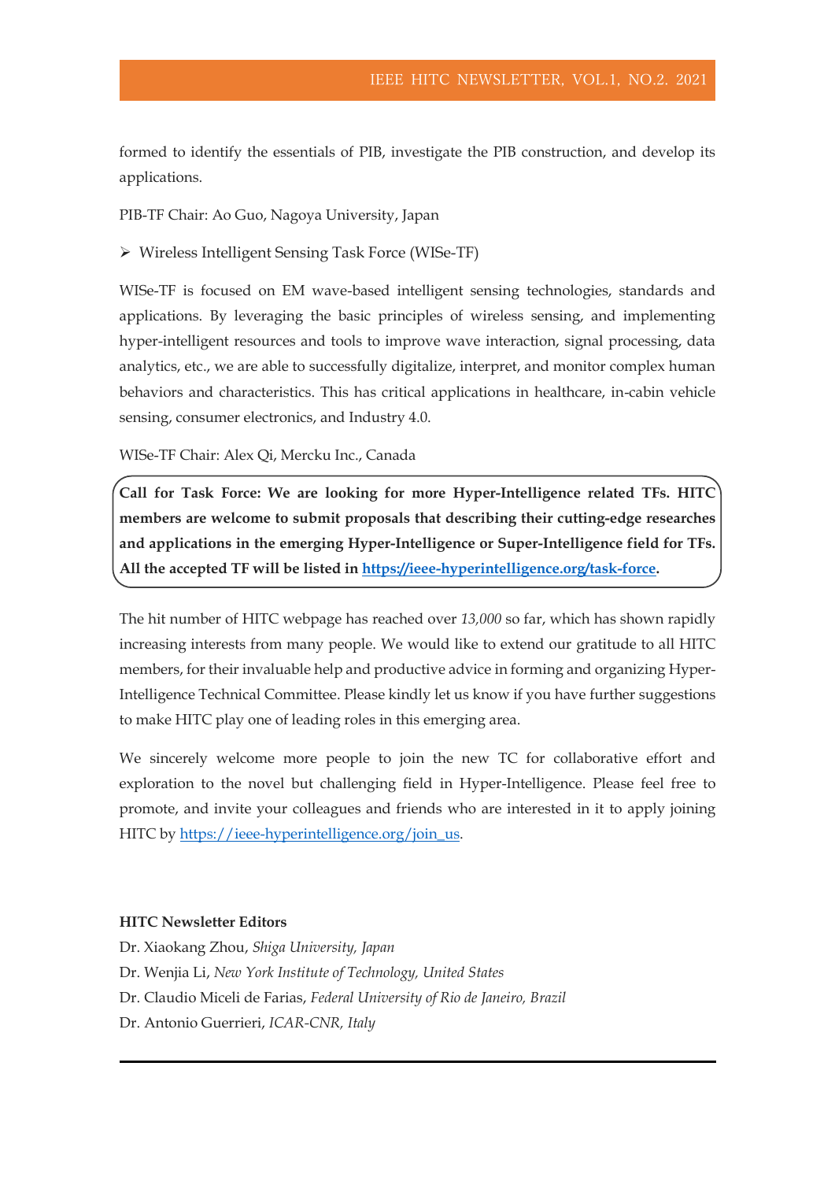formed to identify the essentials of PIB, investigate the PIB construction, and develop its applications.

PIB-TF Chair: Ao Guo, Nagoya University, Japan

- Wireless Intelligent Sensing Task Force (WISe-TF)

WISe-TF is focused on EM wave-based intelligent sensing technologies, standards and applications. By leveraging the basic principles of wireless sensing, and implementing hyper-intelligent resources and tools to improve wave interaction, signal processing, data analytics, etc., we are able to successfully digitalize, interpret, and monitor complex human behaviors and characteristics. This has critical applications in healthcare, in-cabin vehicle sensing, consumer electronics, and Industry 4.0.

WISe-TF Chair: Alex Qi, Mercku Inc., Canada

**Call for Task Force: We are looking for more Hyper-Intelligence related TFs. HITC members are welcome to submit proposals that describing their cutting-edge researches and applications in the emerging Hyper-Intelligence or Super-Intelligence field for TFs. All the accepted TF will be listed in [https://ieee-hyperintelligence.org/task-force](https://ieee-hyperintelligence.org/task-force).**

The hit number of HITC webpage has reached over *13,000* so far, which has shown rapidly increasing interests from many people. We would like to extend our gratitude to all HITC members, for their invaluable help and productive advice in forming and organizing Hyper-Intelligence Technical Committee. Please kindly let us know if you have further suggestions to make HITC play one of leading roles in this emerging area.

We sincerely welcome more people to join the new TC for collaborative effort and exploration to the novel but challenging field in Hyper-Intelligence. Please feel free to promote, and invite your colleagues and friends who are interested in it to apply joining HITC by [https://ieee-hyperintelligence.org/join_us](https://ieee-hyperintelligence.org/join_us).

**HITC Newsletter Editors**

Dr. Xiaokang Zhou, *Shiga University, Japan*
Dr. Wenjia Li, *New York Institute of Technology, United States*
Dr. Claudio Miceli de Farias, *Federal University of Rio de Janeiro, Brazil*
Dr. Antonio Guerrieri, *ICAR-CNR, Italy*